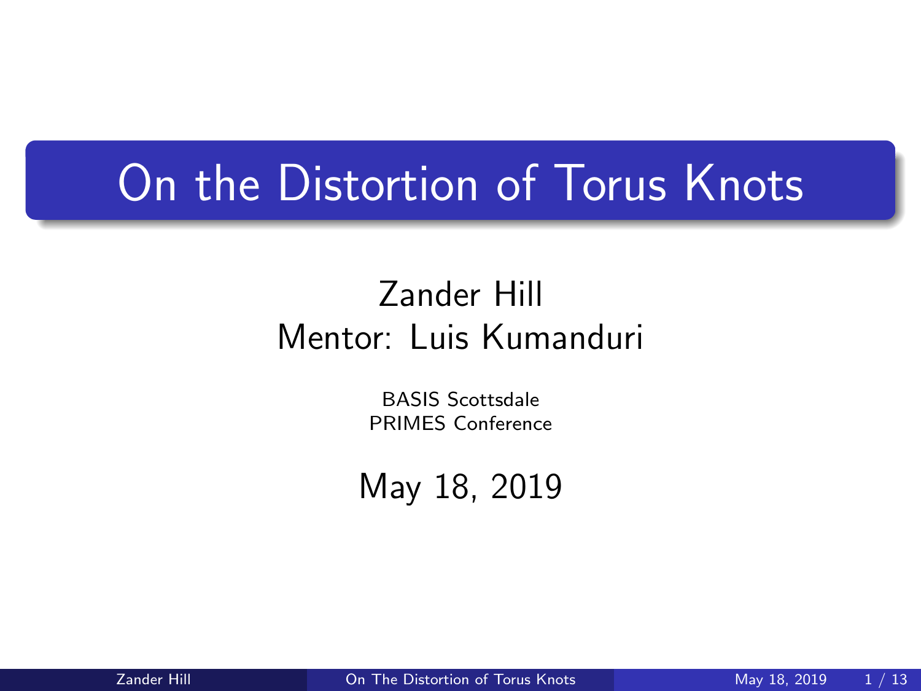# On the Distortion of Torus Knots

Zander Hill
Mentor: Luis Kumanduri

BASIS Scottsdale
PRIMES Conference

May 18, 2019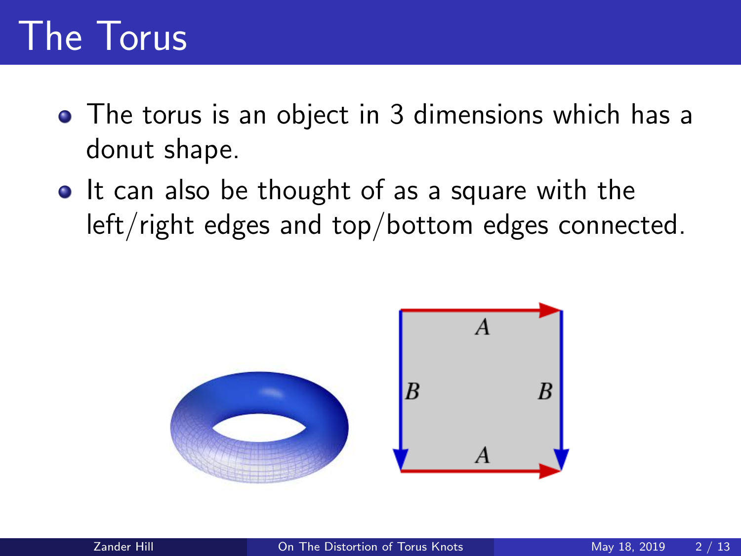# The Torus

- The torus is an object in 3 dimensions which has a donut shape.
- It can also be thought of as a square with the left/right edges and top/bottom edges connected.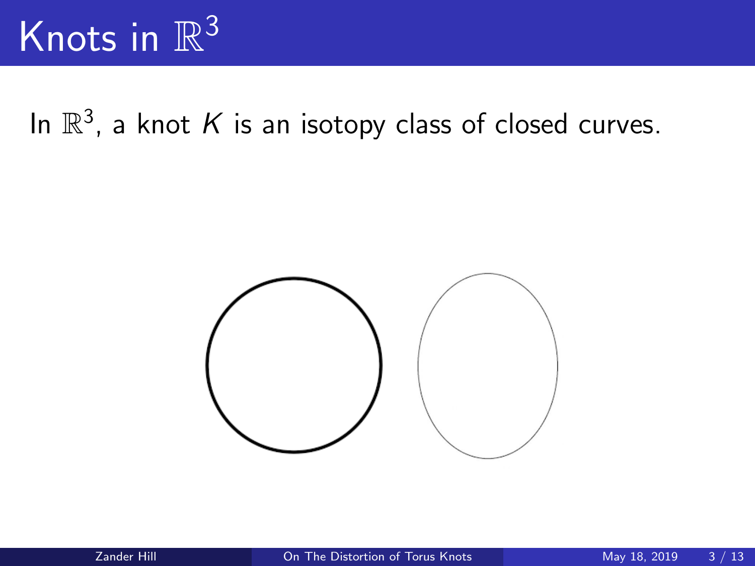# Knots in $\mathbb{R}^3$

In $\mathbb{R}^3$, a knot $K$ is an isotopy class of closed curves.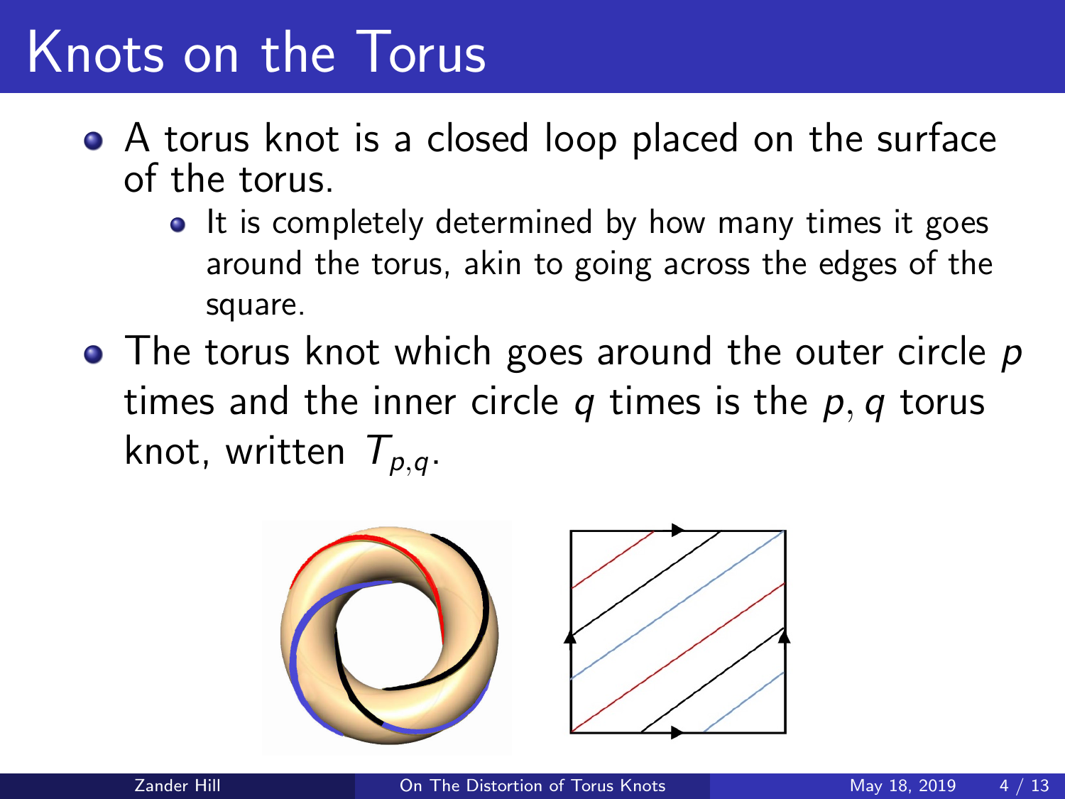# Knots on the Torus

- A torus knot is a closed loop placed on the surface of the torus.
  - It is completely determined by how many times it goes around the torus, akin to going across the edges of the square.
- The torus knot which goes around the outer circle $p$ times and the inner circle $q$ times is the $p, q$ torus knot, written $T_{p,q}$.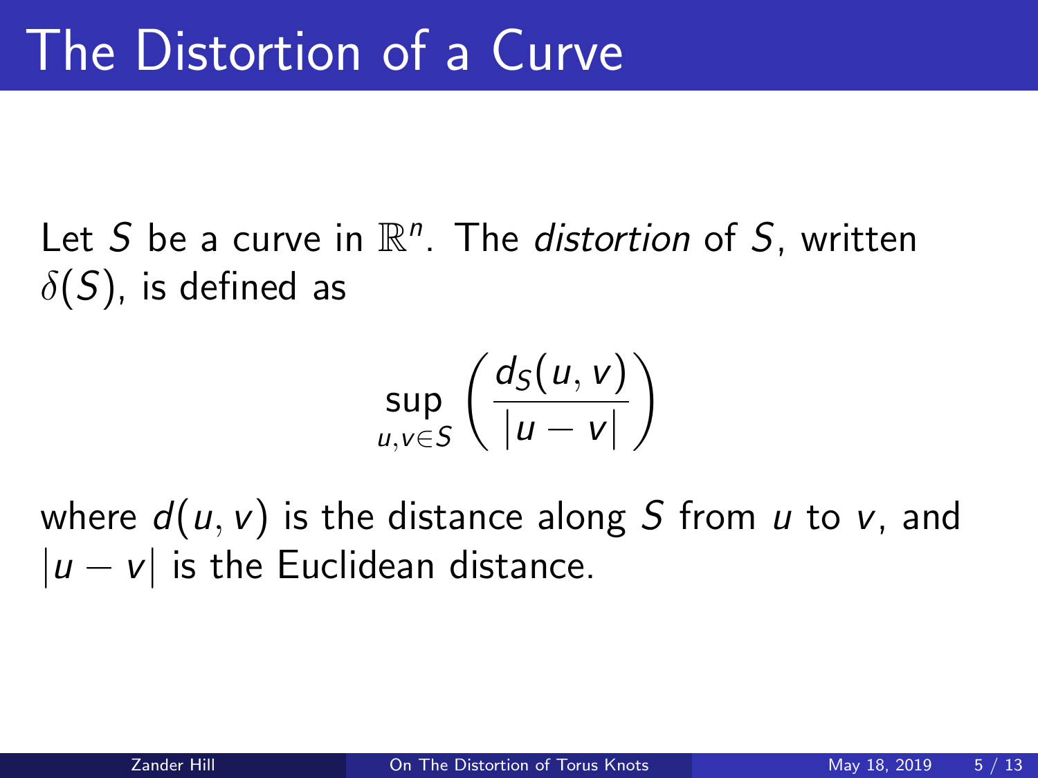# The Distortion of a Curve

Let $S$ be a curve in $\mathbb{R}^n$. The *distortion* of $S$, written $\delta(S)$, is defined as

$$\sup_{u,v \in S} \left( \frac{d_S(u,v)}{|u-v|} \right)$$

where $d(u,v)$ is the distance along $S$ from $u$ to $v$, and $|u-v|$ is the Euclidean distance.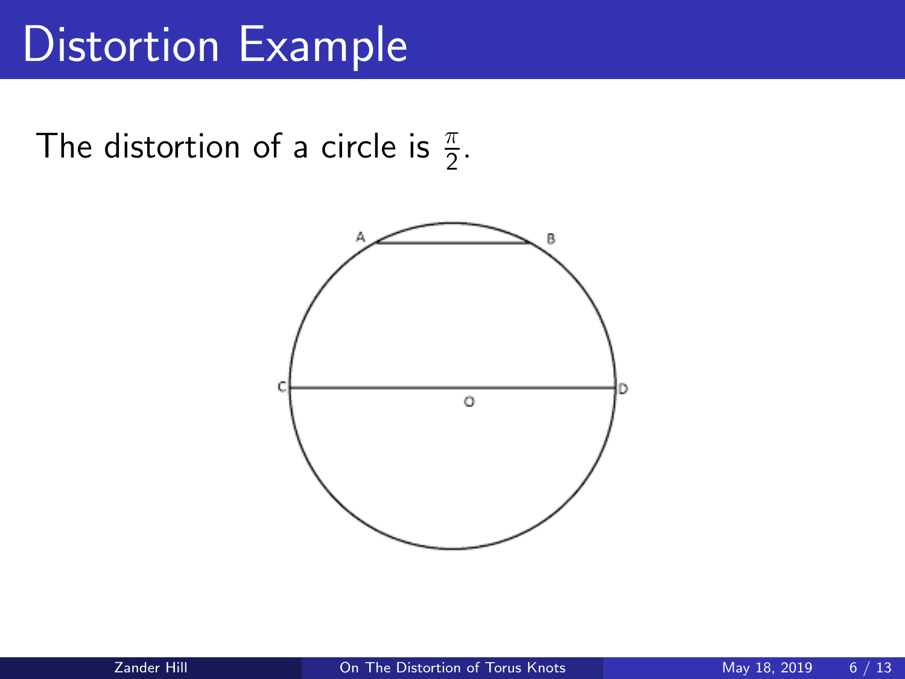# Distortion Example

The distortion of a circle is $\frac{\pi}{2}$.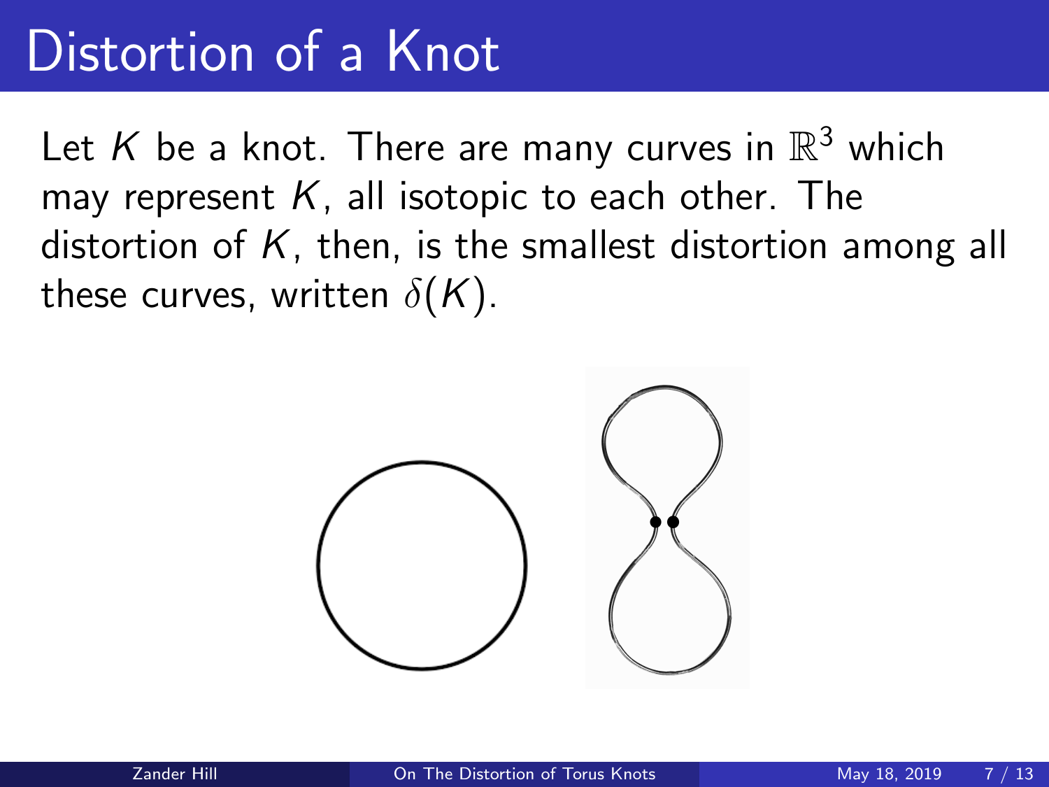# Distortion of a Knot

Let $K$ be a knot. There are many curves in $\mathbb{R}^3$ which may represent $K$, all isotopic to each other. The distortion of $K$, then, is the smallest distortion among all these curves, written $\delta(K)$.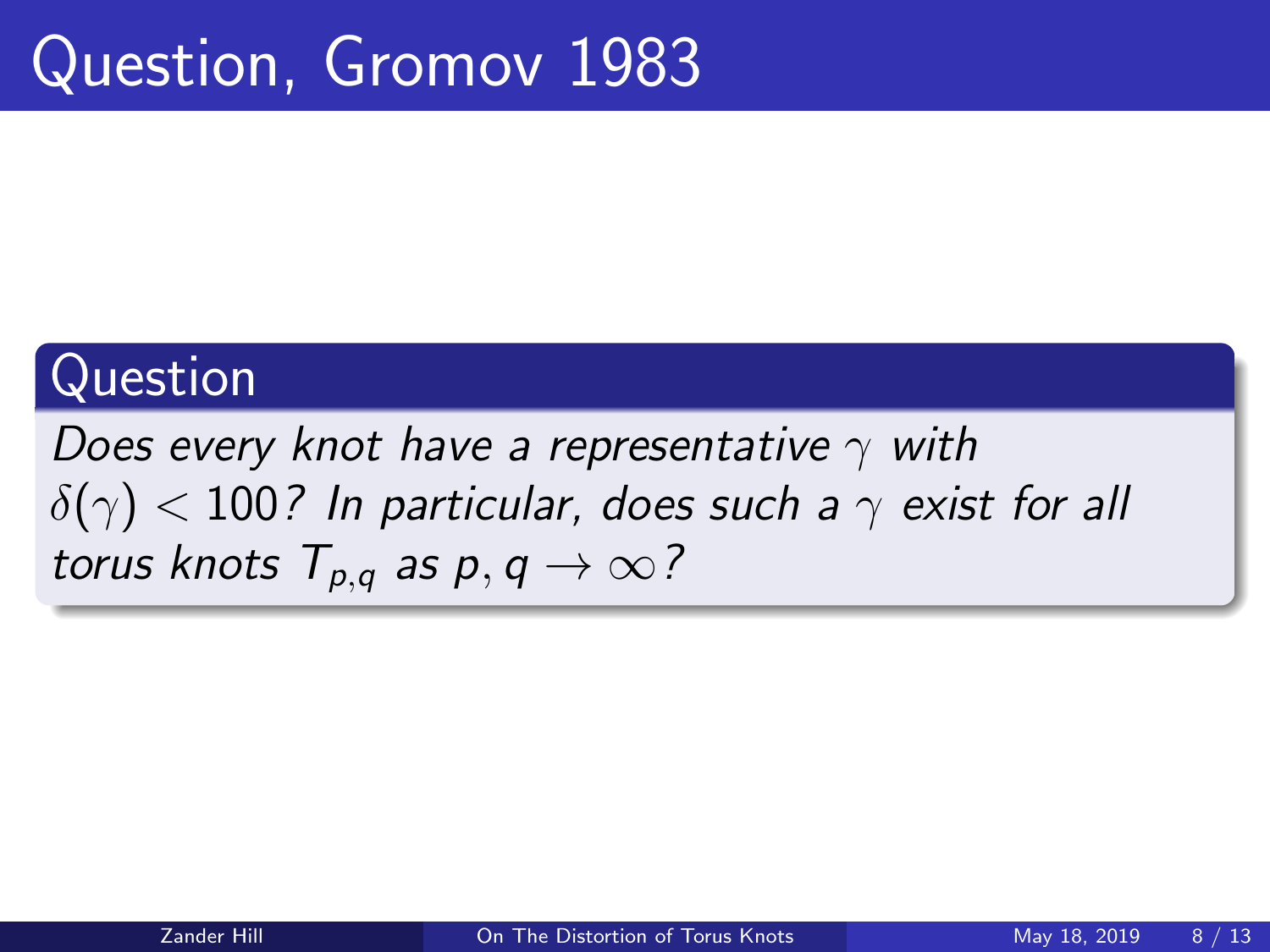# Question, Gromov 1983

## Question

*Does every knot have a representative $\gamma$ with $\delta(\gamma) < 100$? In particular, does such a $\gamma$ exist for all torus knots $T_{p,q}$ as $p, q \to \infty$?*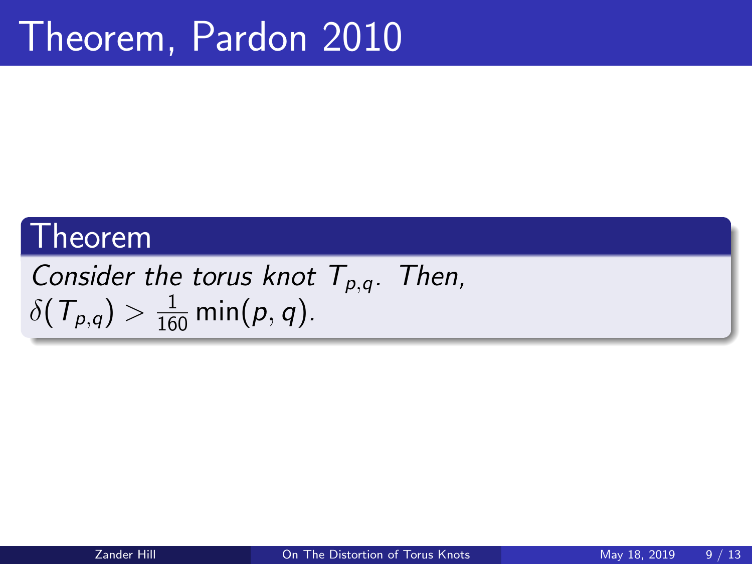# Theorem, Pardon 2010

**Theorem**

*Consider the torus knot $T_{p,q}$. Then,*
$\delta(T_{p,q}) > \frac{1}{160}\min(p,q)$.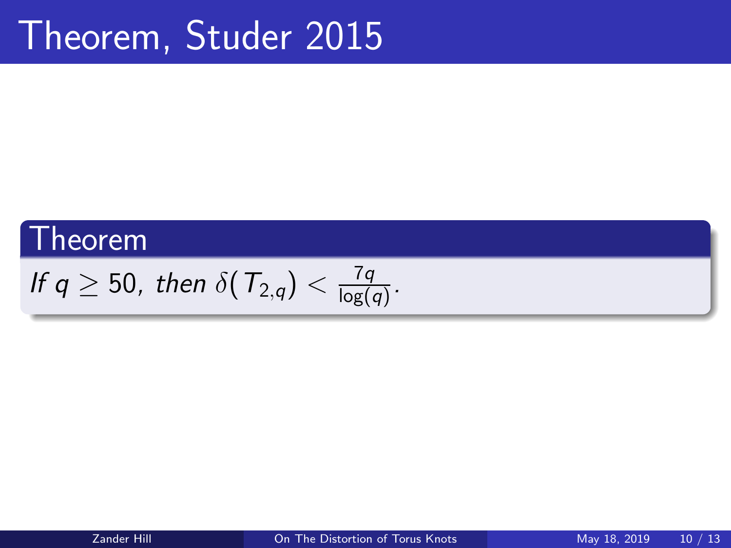# Theorem, Studer 2015

**Theorem**

*If* $q \geq 50$*, then* $\delta(T_{2,q}) < \frac{7q}{\log(q)}$.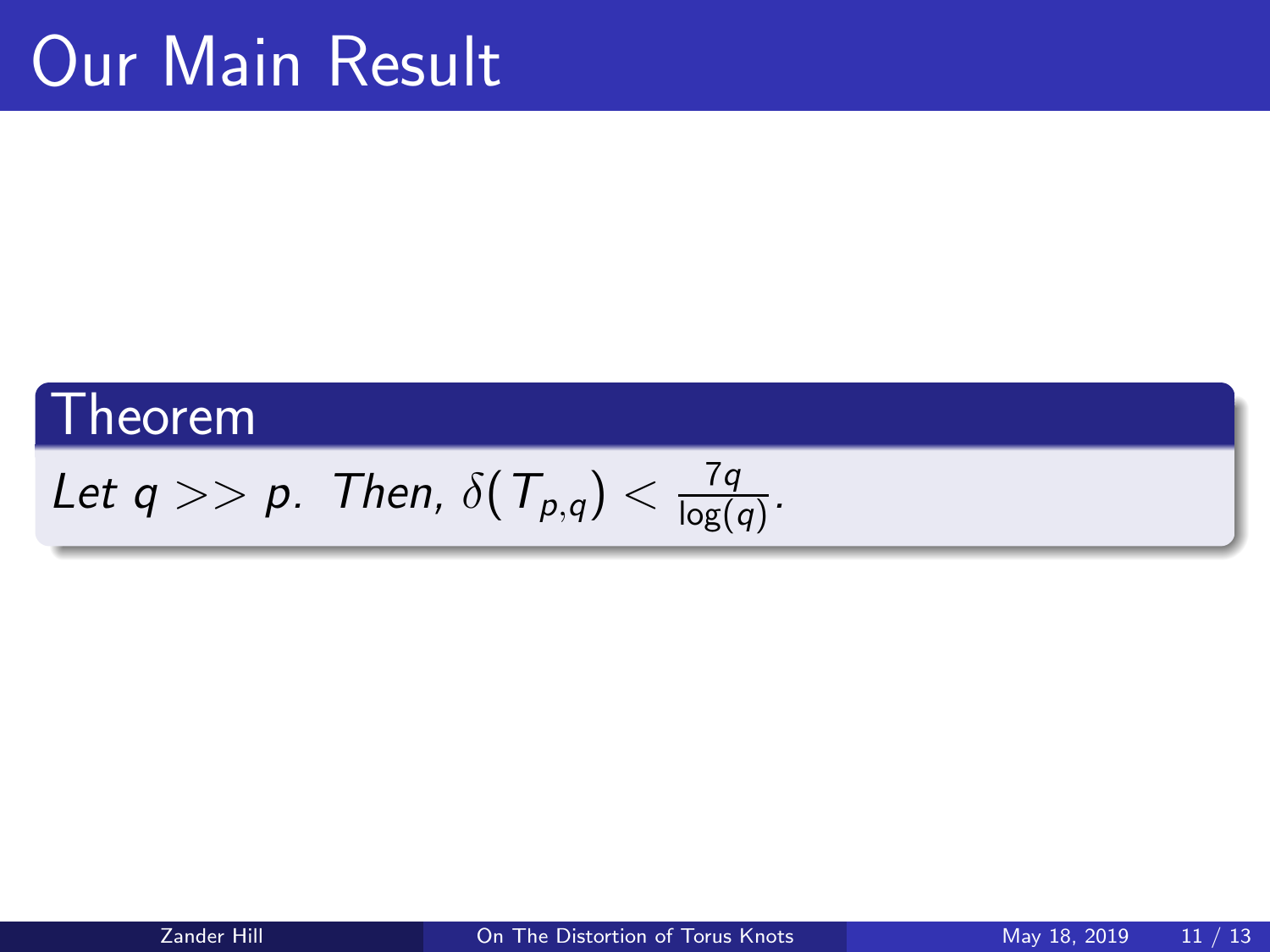# Our Main Result

**Theorem**

*Let $q >> p$. Then, $\delta(T_{p,q}) < \frac{7q}{\log(q)}$.*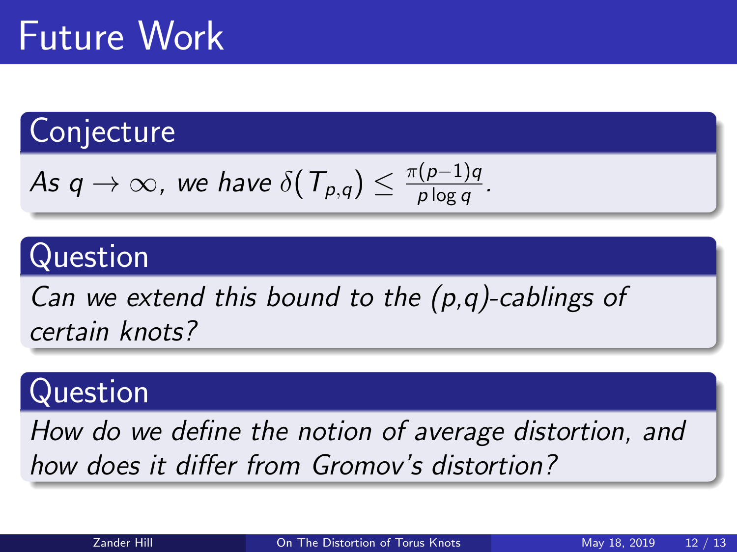# Future Work

### Conjecture

*As $q \to \infty$, we have $\delta(T_{p,q}) \leq \frac{\pi(p-1)q}{p \log q}$.*

### Question

*Can we extend this bound to the (p,q)-cablings of certain knots?*

### Question

*How do we define the notion of average distortion, and how does it differ from Gromov's distortion?*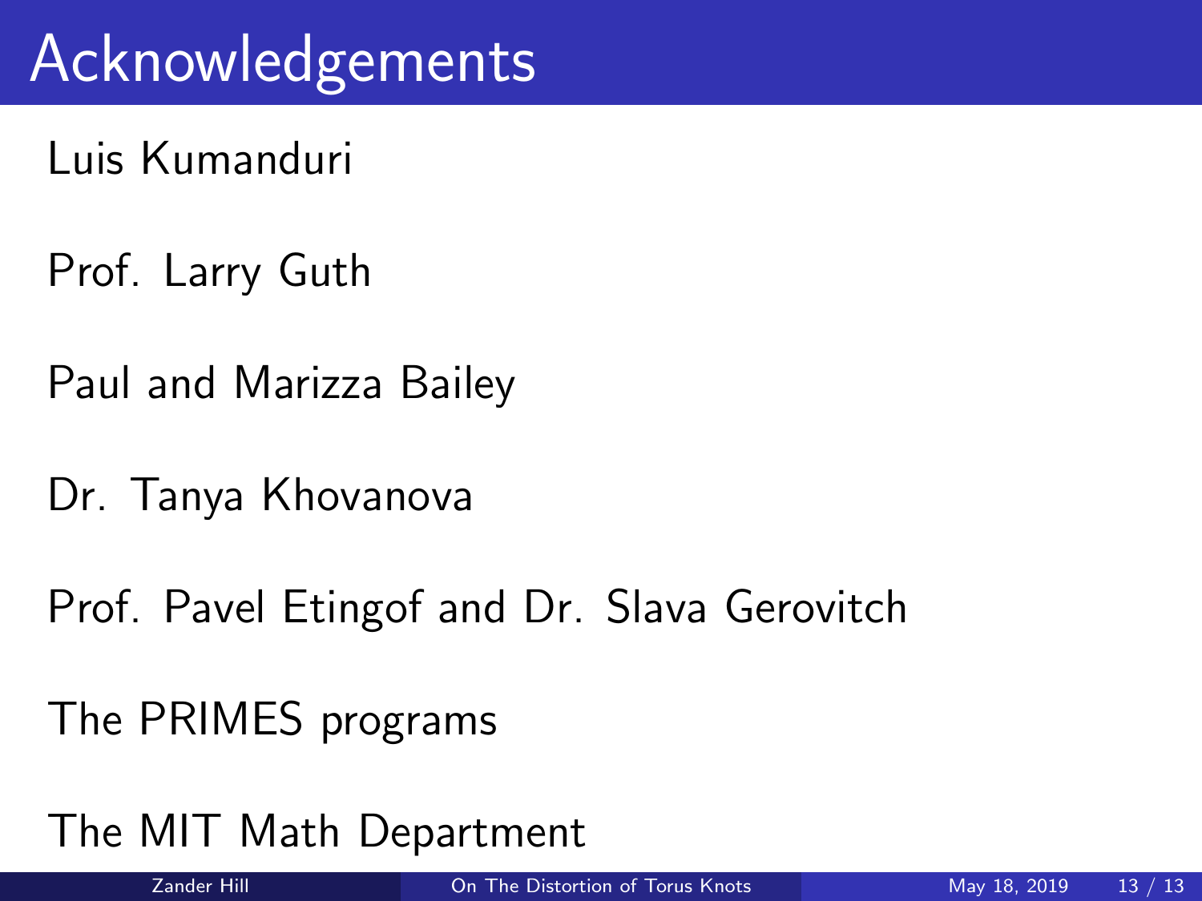# Acknowledgements

Luis Kumanduri

Prof. Larry Guth

Paul and Marizza Bailey

Dr. Tanya Khovanova

Prof. Pavel Etingof and Dr. Slava Gerovitch

The PRIMES programs

The MIT Math Department